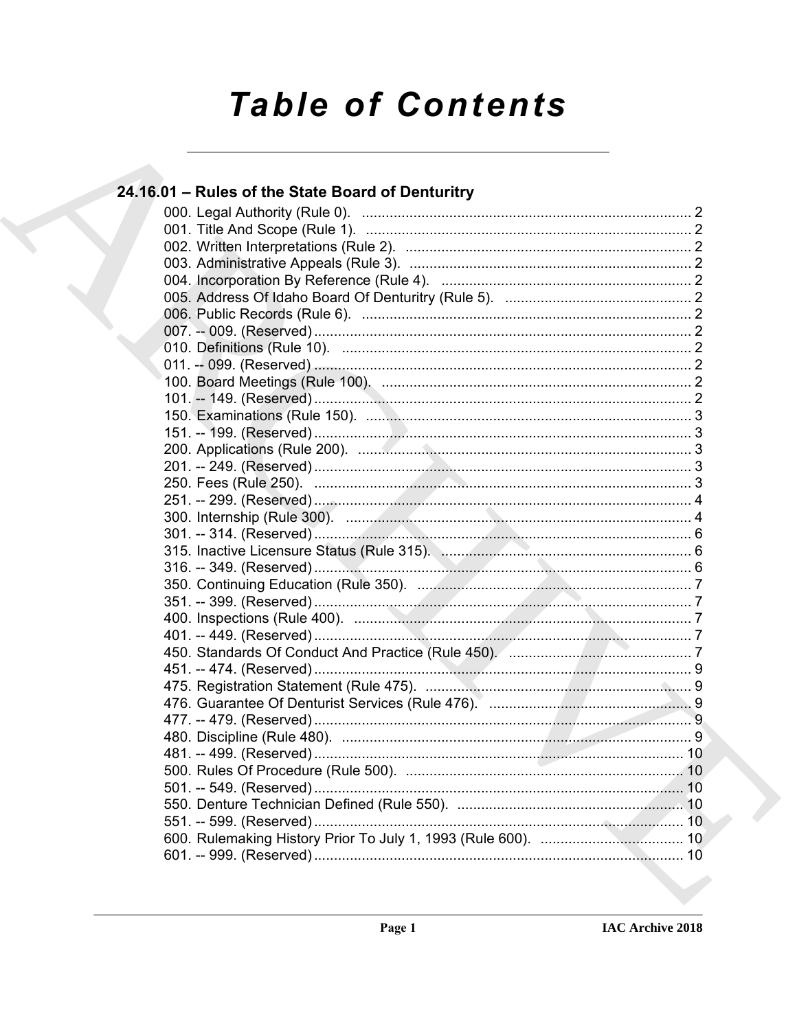# Table of Contents

## 24.16.01 – Rules of the State Board of Denturitry

000. Legal Authority (Rule 0). ... 2
001. Title And Scope (Rule 1). ... 2
002. Written Interpretations (Rule 2). ... 2
003. Administrative Appeals (Rule 3). ... 2
004. Incorporation By Reference (Rule 4). ... 2
005. Address Of Idaho Board Of Denturitry (Rule 5). ... 2
006. Public Records (Rule 6). ... 2
007. -- 009. (Reserved) ... 2
010. Definitions (Rule 10). ... 2
011. -- 099. (Reserved) ... 2
100. Board Meetings (Rule 100). ... 2
101. -- 149. (Reserved) ... 2
150. Examinations (Rule 150). ... 3
151. -- 199. (Reserved) ... 3
200. Applications (Rule 200). ... 3
201. -- 249. (Reserved) ... 3
250. Fees (Rule 250). ... 3
251. -- 299. (Reserved) ... 4
300. Internship (Rule 300). ... 4
301. -- 314. (Reserved) ... 6
315. Inactive Licensure Status (Rule 315). ... 6
316. -- 349. (Reserved) ... 6
350. Continuing Education (Rule 350). ... 7
351. -- 399. (Reserved) ... 7
400. Inspections (Rule 400). ... 7
401. -- 449. (Reserved) ... 7
450. Standards Of Conduct And Practice (Rule 450). ... 7
451. -- 474. (Reserved) ... 9
475. Registration Statement (Rule 475). ... 9
476. Guarantee Of Denturist Services (Rule 476). ... 9
477. -- 479. (Reserved) ... 9
480. Discipline (Rule 480). ... 9
481. -- 499. (Reserved) ... 10
500. Rules Of Procedure (Rule 500). ... 10
501. -- 549. (Reserved) ... 10
550. Denture Technician Defined (Rule 550). ... 10
551. -- 599. (Reserved) ... 10
600. Rulemaking History Prior To July 1, 1993 (Rule 600). ... 10
601. -- 999. (Reserved) ... 10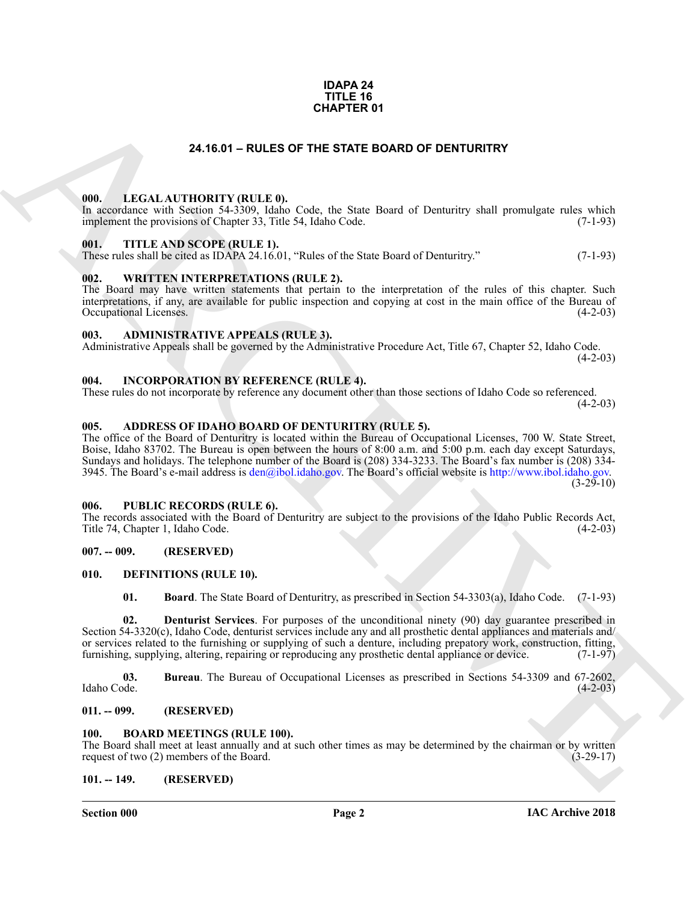**IDAPA 24**
**TITLE 16**
**CHAPTER 01**

# 24.16.01 – RULES OF THE STATE BOARD OF DENTURITRY

### 000. LEGAL AUTHORITY (RULE 0).

In accordance with Section 54-3309, Idaho Code, the State Board of Denturitry shall promulgate rules which implement the provisions of Chapter 33, Title 54, Idaho Code. (7-1-93)

### 001. TITLE AND SCOPE (RULE 1).

These rules shall be cited as IDAPA 24.16.01, "Rules of the State Board of Denturitry." (7-1-93)

### 002. WRITTEN INTERPRETATIONS (RULE 2).

The Board may have written statements that pertain to the interpretation of the rules of this chapter. Such interpretations, if any, are available for public inspection and copying at cost in the main office of the Bureau of Occupational Licenses. (4-2-03)

### 003. ADMINISTRATIVE APPEALS (RULE 3).

Administrative Appeals shall be governed by the Administrative Procedure Act, Title 67, Chapter 52, Idaho Code. (4-2-03)

### 004. INCORPORATION BY REFERENCE (RULE 4).

These rules do not incorporate by reference any document other than those sections of Idaho Code so referenced. (4-2-03)

### 005. ADDRESS OF IDAHO BOARD OF DENTURITRY (RULE 5).

The office of the Board of Denturitry is located within the Bureau of Occupational Licenses, 700 W. State Street, Boise, Idaho 83702. The Bureau is open between the hours of 8:00 a.m. and 5:00 p.m. each day except Saturdays, Sundays and holidays. The telephone number of the Board is (208) 334-3233. The Board's fax number is (208) 334-3945. The Board's e-mail address is den@ibol.idaho.gov. The Board's official website is http://www.ibol.idaho.gov. (3-29-10)

### 006. PUBLIC RECORDS (RULE 6).

The records associated with the Board of Denturitry are subject to the provisions of the Idaho Public Records Act, Title 74, Chapter 1, Idaho Code. (4-2-03)

### 007. -- 009. (RESERVED)

### 010. DEFINITIONS (RULE 10).

**01. Board**. The State Board of Denturitry, as prescribed in Section 54-3303(a), Idaho Code. (7-1-93)

**02. Denturist Services**. For purposes of the unconditional ninety (90) day guarantee prescribed in Section 54-3320(c), Idaho Code, denturist services include any and all prosthetic dental appliances and materials and/or services related to the furnishing or supplying of such a denture, including prepatory work, construction, fitting, furnishing, supplying, altering, repairing or reproducing any prosthetic dental appliance or device. (7-1-97)

**03. Bureau**. The Bureau of Occupational Licenses as prescribed in Sections 54-3309 and 67-2602, Idaho Code. (4-2-03)

### 011. -- 099. (RESERVED)

### 100. BOARD MEETINGS (RULE 100).

The Board shall meet at least annually and at such other times as may be determined by the chairman or by written request of two (2) members of the Board. (3-29-17)

### 101. -- 149. (RESERVED)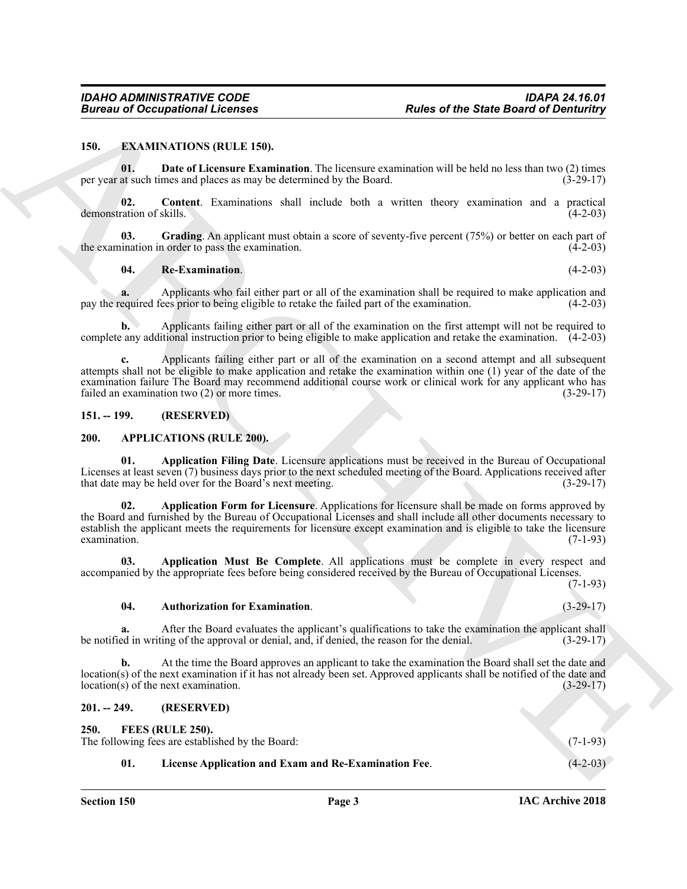## 150. EXAMINATIONS (RULE 150).

**01. Date of Licensure Examination**. The licensure examination will be held no less than two (2) times per year at such times and places as may be determined by the Board. (3-29-17)

**02. Content**. Examinations shall include both a written theory examination and a practical demonstration of skills. (4-2-03)

**03. Grading**. An applicant must obtain a score of seventy-five percent (75%) or better on each part of the examination in order to pass the examination. (4-2-03)

**04. Re-Examination**. (4-2-03)

**a.** Applicants who fail either part or all of the examination shall be required to make application and pay the required fees prior to being eligible to retake the failed part of the examination. (4-2-03)

**b.** Applicants failing either part or all of the examination on the first attempt will not be required to complete any additional instruction prior to being eligible to make application and retake the examination. (4-2-03)

**c.** Applicants failing either part or all of the examination on a second attempt and all subsequent attempts shall not be eligible to make application and retake the examination within one (1) year of the date of the examination failure The Board may recommend additional course work or clinical work for any applicant who has failed an examination two (2) or more times. (3-29-17)

## 151. -- 199. (RESERVED)

## 200. APPLICATIONS (RULE 200).

**01. Application Filing Date**. Licensure applications must be received in the Bureau of Occupational Licenses at least seven (7) business days prior to the next scheduled meeting of the Board. Applications received after that date may be held over for the Board's next meeting. (3-29-17)

**02. Application Form for Licensure**. Applications for licensure shall be made on forms approved by the Board and furnished by the Bureau of Occupational Licenses and shall include all other documents necessary to establish the applicant meets the requirements for licensure except examination and is eligible to take the licensure examination. (7-1-93)

**03. Application Must Be Complete**. All applications must be complete in every respect and accompanied by the appropriate fees before being considered received by the Bureau of Occupational Licenses. (7-1-93)

**04. Authorization for Examination**. (3-29-17)

**a.** After the Board evaluates the applicant's qualifications to take the examination the applicant shall be notified in writing of the approval or denial, and, if denied, the reason for the denial. (3-29-17)

**b.** At the time the Board approves an applicant to take the examination the Board shall set the date and location(s) of the next examination if it has not already been set. Approved applicants shall be notified of the date and location(s) of the next examination. (3-29-17)

## 201. -- 249. (RESERVED)

## 250. FEES (RULE 250).

The following fees are established by the Board: (7-1-93)

**01. License Application and Exam and Re-Examination Fee**. (4-2-03)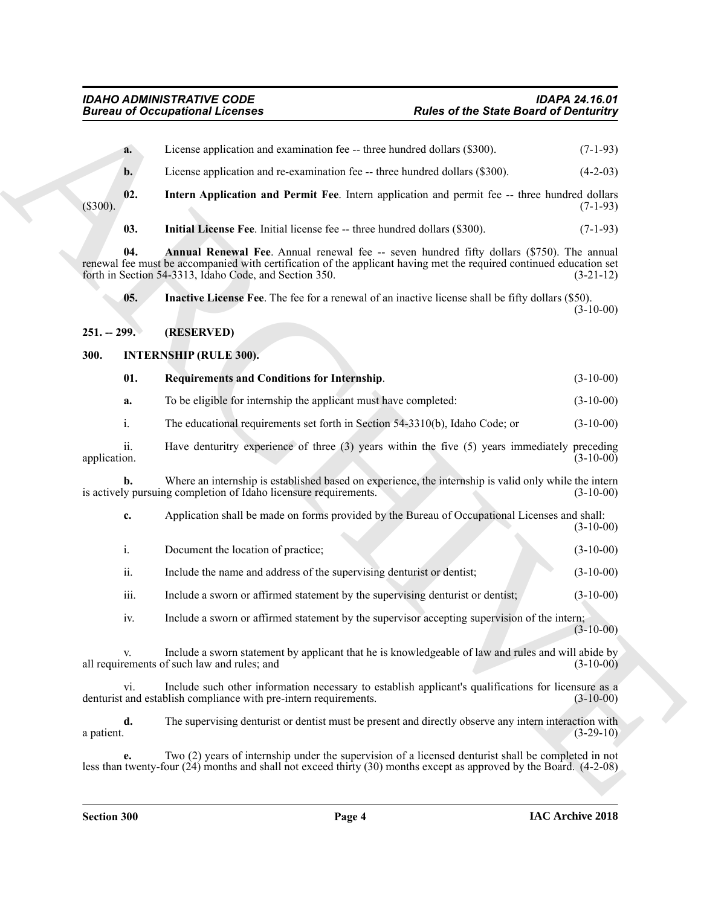**a.** License application and examination fee -- three hundred dollars ($300). (7-1-93)

**b.** License application and re-examination fee -- three hundred dollars ($300). (4-2-03)

**02. Intern Application and Permit Fee**. Intern application and permit fee -- three hundred dollars ($300). (7-1-93)

**03. Initial License Fee**. Initial license fee -- three hundred dollars ($300). (7-1-93)

**04. Annual Renewal Fee**. Annual renewal fee -- seven hundred fifty dollars ($750). The annual renewal fee must be accompanied with certification of the applicant having met the required continued education set forth in Section 54-3313, Idaho Code, and Section 350. (3-21-12)

**05. Inactive License Fee**. The fee for a renewal of an inactive license shall be fifty dollars ($50). (3-10-00)

## 251. -- 299. (RESERVED)

## 300. INTERNSHIP (RULE 300).

**01. Requirements and Conditions for Internship**. (3-10-00)

**a.** To be eligible for internship the applicant must have completed: (3-10-00)

i. The educational requirements set forth in Section 54-3310(b), Idaho Code; or (3-10-00)

ii. Have denturitry experience of three (3) years within the five (5) years immediately preceding application. (3-10-00)

**b.** Where an internship is established based on experience, the internship is valid only while the intern is actively pursuing completion of Idaho licensure requirements. (3-10-00)

**c.** Application shall be made on forms provided by the Bureau of Occupational Licenses and shall: (3-10-00)

i. Document the location of practice; (3-10-00)

ii. Include the name and address of the supervising denturist or dentist; (3-10-00)

iii. Include a sworn or affirmed statement by the supervising denturist or dentist; (3-10-00)

iv. Include a sworn or affirmed statement by the supervisor accepting supervision of the intern; (3-10-00)

v. Include a sworn statement by applicant that he is knowledgeable of law and rules and will abide by all requirements of such law and rules; and (3-10-00)

vi. Include such other information necessary to establish applicant's qualifications for licensure as a denturist and establish compliance with pre-intern requirements. (3-10-00)

**d.** The supervising denturist or dentist must be present and directly observe any intern interaction with a patient. (3-29-10)

**e.** Two (2) years of internship under the supervision of a licensed denturist shall be completed in not less than twenty-four (24) months and shall not exceed thirty (30) months except as approved by the Board. (4-2-08)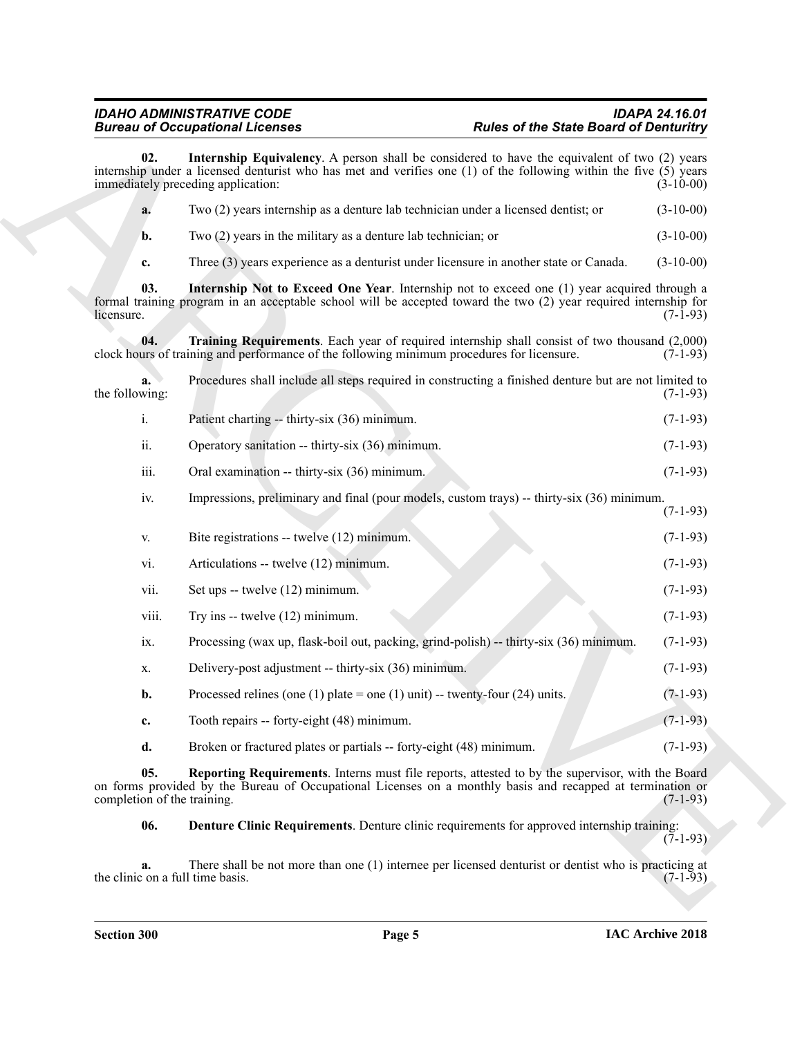**02. Internship Equivalency**. A person shall be considered to have the equivalent of two (2) years internship under a licensed denturist who has met and verifies one (1) of the following within the five (5) years immediately preceding application: (3-10-00)

**a.** Two (2) years internship as a denture lab technician under a licensed dentist; or (3-10-00)

**b.** Two (2) years in the military as a denture lab technician; or (3-10-00)

**c.** Three (3) years experience as a denturist under licensure in another state or Canada. (3-10-00)

**03. Internship Not to Exceed One Year**. Internship not to exceed one (1) year acquired through a formal training program in an acceptable school will be accepted toward the two (2) year required internship for licensure. (7-1-93)

**04. Training Requirements**. Each year of required internship shall consist of two thousand (2,000) clock hours of training and performance of the following minimum procedures for licensure. (7-1-93)

**a.** Procedures shall include all steps required in constructing a finished denture but are not limited to the following: (7-1-93)

i. Patient charting -- thirty-six (36) minimum. (7-1-93)

ii. Operatory sanitation -- thirty-six (36) minimum. (7-1-93)

iii. Oral examination -- thirty-six (36) minimum. (7-1-93)

iv. Impressions, preliminary and final (pour models, custom trays) -- thirty-six (36) minimum. (7-1-93)

v. Bite registrations -- twelve (12) minimum. (7-1-93)

vi. Articulations -- twelve (12) minimum. (7-1-93)

vii. Set ups -- twelve (12) minimum. (7-1-93)

viii. Try ins -- twelve (12) minimum. (7-1-93)

ix. Processing (wax up, flask-boil out, packing, grind-polish) -- thirty-six (36) minimum. (7-1-93)

x. Delivery-post adjustment -- thirty-six (36) minimum. (7-1-93)

**b.** Processed relines (one (1) plate = one (1) unit) -- twenty-four (24) units. (7-1-93)

**c.** Tooth repairs -- forty-eight (48) minimum. (7-1-93)

**d.** Broken or fractured plates or partials -- forty-eight (48) minimum. (7-1-93)

**05. Reporting Requirements**. Interns must file reports, attested to by the supervisor, with the Board on forms provided by the Bureau of Occupational Licenses on a monthly basis and recapped at termination or completion of the training. (7-1-93)

**06. Denture Clinic Requirements**. Denture clinic requirements for approved internship training: (7-1-93)

**a.** There shall be not more than one (1) internee per licensed denturist or dentist who is practicing at the clinic on a full time basis. (7-1-93)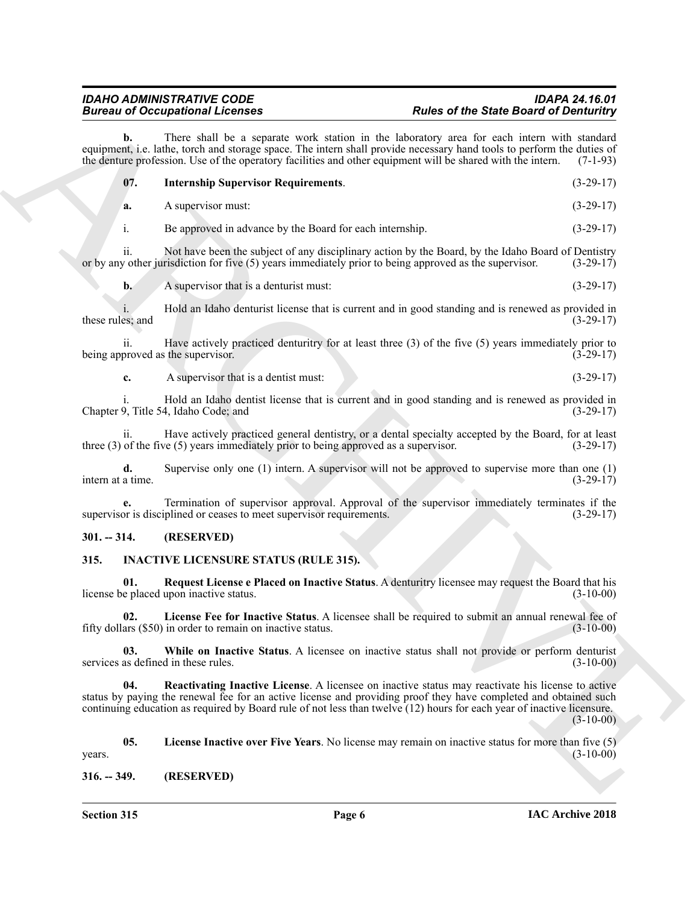**b.** There shall be a separate work station in the laboratory area for each intern with standard equipment, i.e. lathe, torch and storage space. The intern shall provide necessary hand tools to perform the duties of the denture profession. Use of the operatory facilities and other equipment will be shared with the intern. (7-1-93)

**07. Internship Supervisor Requirements**. (3-29-17)

**a.** A supervisor must: (3-29-17)

i. Be approved in advance by the Board for each internship. (3-29-17)

ii. Not have been the subject of any disciplinary action by the Board, by the Idaho Board of Dentistry or by any other jurisdiction for five (5) years immediately prior to being approved as the supervisor. (3-29-17)

**b.** A supervisor that is a denturist must: (3-29-17)

i. Hold an Idaho denturist license that is current and in good standing and is renewed as provided in these rules; and (3-29-17)

ii. Have actively practiced denturitry for at least three (3) of the five (5) years immediately prior to being approved as the supervisor. (3-29-17)

**c.** A supervisor that is a dentist must: (3-29-17)

i. Hold an Idaho dentist license that is current and in good standing and is renewed as provided in Chapter 9, Title 54, Idaho Code; and (3-29-17)

ii. Have actively practiced general dentistry, or a dental specialty accepted by the Board, for at least three (3) of the five (5) years immediately prior to being approved as a supervisor. (3-29-17)

**d.** Supervise only one (1) intern. A supervisor will not be approved to supervise more than one (1) intern at a time. (3-29-17)

**e.** Termination of supervisor approval. Approval of the supervisor immediately terminates if the supervisor is disciplined or ceases to meet supervisor requirements. (3-29-17)

## 301. -- 314. (RESERVED)

## 315. INACTIVE LICENSURE STATUS (RULE 315).

**01. Request License e Placed on Inactive Status**. A denturitry licensee may request the Board that his license be placed upon inactive status. (3-10-00)

**02. License Fee for Inactive Status**. A licensee shall be required to submit an annual renewal fee of fifty dollars ($50) in order to remain on inactive status. (3-10-00)

**03. While on Inactive Status**. A licensee on inactive status shall not provide or perform denturist services as defined in these rules. (3-10-00)

**04. Reactivating Inactive License**. A licensee on inactive status may reactivate his license to active status by paying the renewal fee for an active license and providing proof they have completed and obtained such continuing education as required by Board rule of not less than twelve (12) hours for each year of inactive licensure. (3-10-00)

**05. License Inactive over Five Years**. No license may remain on inactive status for more than five (5) years. (3-10-00)

## 316. -- 349. (RESERVED)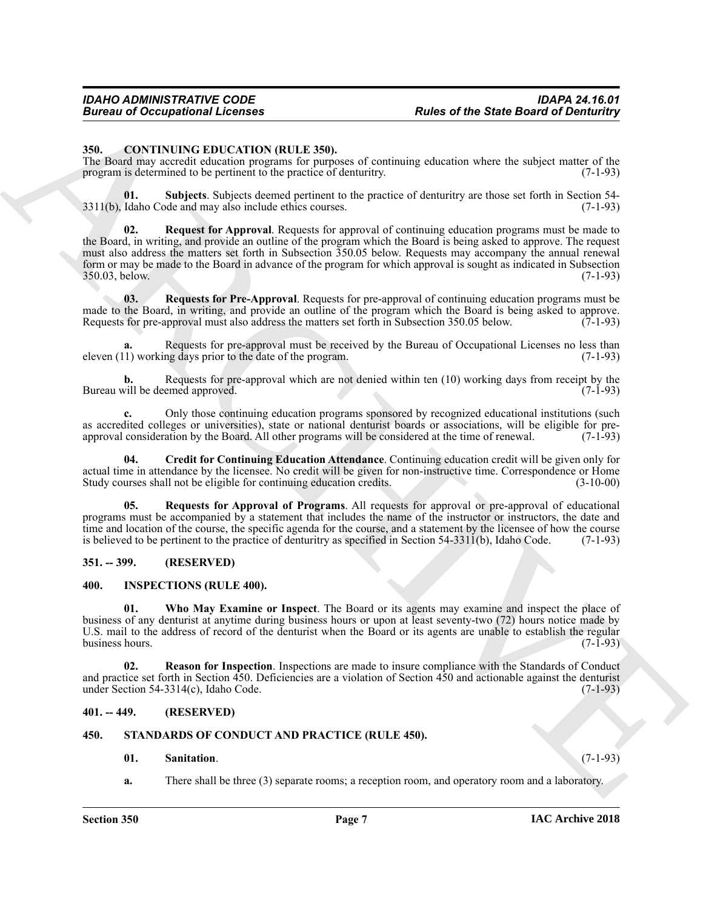## 350. CONTINUING EDUCATION (RULE 350).

The Board may accredit education programs for purposes of continuing education where the subject matter of the program is determined to be pertinent to the practice of denturitry. (7-1-93)

**01. Subjects**. Subjects deemed pertinent to the practice of denturitry are those set forth in Section 54-3311(b), Idaho Code and may also include ethics courses. (7-1-93)

**02. Request for Approval**. Requests for approval of continuing education programs must be made to the Board, in writing, and provide an outline of the program which the Board is being asked to approve. The request must also address the matters set forth in Subsection 350.05 below. Requests may accompany the annual renewal form or may be made to the Board in advance of the program for which approval is sought as indicated in Subsection 350.03, below. (7-1-93)

**03. Requests for Pre-Approval**. Requests for pre-approval of continuing education programs must be made to the Board, in writing, and provide an outline of the program which the Board is being asked to approve. Requests for pre-approval must also address the matters set forth in Subsection 350.05 below. (7-1-93)

**a.** Requests for pre-approval must be received by the Bureau of Occupational Licenses no less than eleven (11) working days prior to the date of the program. (7-1-93)

**b.** Requests for pre-approval which are not denied within ten (10) working days from receipt by the Bureau will be deemed approved. (7-1-93)

**c.** Only those continuing education programs sponsored by recognized educational institutions (such as accredited colleges or universities), state or national denturist boards or associations, will be eligible for pre-approval consideration by the Board. All other programs will be considered at the time of renewal. (7-1-93)

**04. Credit for Continuing Education Attendance**. Continuing education credit will be given only for actual time in attendance by the licensee. No credit will be given for non-instructive time. Correspondence or Home Study courses shall not be eligible for continuing education credits. (3-10-00)

**05. Requests for Approval of Programs**. All requests for approval or pre-approval of educational programs must be accompanied by a statement that includes the name of the instructor or instructors, the date and time and location of the course, the specific agenda for the course, and a statement by the licensee of how the course is believed to be pertinent to the practice of denturitry as specified in Section 54-3311(b), Idaho Code. (7-1-93)

## 351. -- 399. (RESERVED)

## 400. INSPECTIONS (RULE 400).

**01. Who May Examine or Inspect**. The Board or its agents may examine and inspect the place of business of any denturist at anytime during business hours or upon at least seventy-two (72) hours notice made by U.S. mail to the address of record of the denturist when the Board or its agents are unable to establish the regular business hours. (7-1-93)

**02. Reason for Inspection**. Inspections are made to insure compliance with the Standards of Conduct and practice set forth in Section 450. Deficiencies are a violation of Section 450 and actionable against the denturist under Section 54-3314(c), Idaho Code. (7-1-93)

## 401. -- 449. (RESERVED)

## 450. STANDARDS OF CONDUCT AND PRACTICE (RULE 450).

**01. Sanitation**. (7-1-93)

**a.** There shall be three (3) separate rooms; a reception room, and operatory room and a laboratory.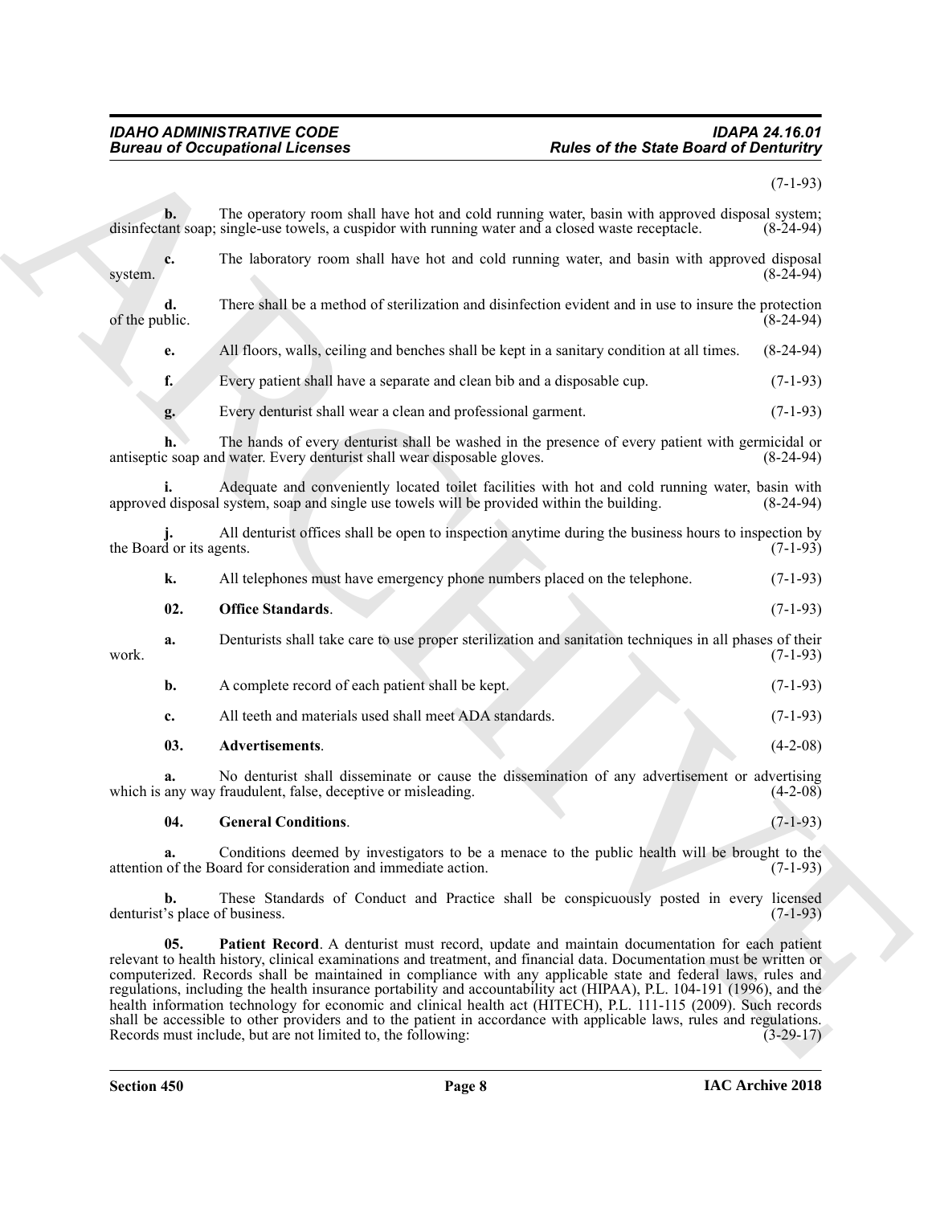(7-1-93)

**b.** The operatory room shall have hot and cold running water, basin with approved disposal system; disinfectant soap; single-use towels, a cuspidor with running water and a closed waste receptacle. (8-24-94)

**c.** The laboratory room shall have hot and cold running water, and basin with approved disposal system. (8-24-94)

**d.** There shall be a method of sterilization and disinfection evident and in use to insure the protection of the public. (8-24-94)

**e.** All floors, walls, ceiling and benches shall be kept in a sanitary condition at all times. (8-24-94)

**f.** Every patient shall have a separate and clean bib and a disposable cup. (7-1-93)

**g.** Every denturist shall wear a clean and professional garment. (7-1-93)

**h.** The hands of every denturist shall be washed in the presence of every patient with germicidal or antiseptic soap and water. Every denturist shall wear disposable gloves. (8-24-94)

**i.** Adequate and conveniently located toilet facilities with hot and cold running water, basin with approved disposal system, soap and single use towels will be provided within the building. (8-24-94)

**j.** All denturist offices shall be open to inspection anytime during the business hours to inspection by the Board or its agents. (7-1-93)

**k.** All telephones must have emergency phone numbers placed on the telephone. (7-1-93)

**02. Office Standards**. (7-1-93)

**a.** Denturists shall take care to use proper sterilization and sanitation techniques in all phases of their work. (7-1-93)

**b.** A complete record of each patient shall be kept. (7-1-93)

**c.** All teeth and materials used shall meet ADA standards. (7-1-93)

**03. Advertisements**. (4-2-08)

**a.** No denturist shall disseminate or cause the dissemination of any advertisement or advertising which is any way fraudulent, false, deceptive or misleading. (4-2-08)

**04. General Conditions**. (7-1-93)

**a.** Conditions deemed by investigators to be a menace to the public health will be brought to the attention of the Board for consideration and immediate action. (7-1-93)

**b.** These Standards of Conduct and Practice shall be conspicuously posted in every licensed denturist's place of business. (7-1-93)

**05. Patient Record**. A denturist must record, update and maintain documentation for each patient relevant to health history, clinical examinations and treatment, and financial data. Documentation must be written or computerized. Records shall be maintained in compliance with any applicable state and federal laws, rules and regulations, including the health insurance portability and accountability act (HIPAA), P.L. 104-191 (1996), and the health information technology for economic and clinical health act (HITECH), P.L. 111-115 (2009). Such records shall be accessible to other providers and to the patient in accordance with applicable laws, rules and regulations. Records must include, but are not limited to, the following: (3-29-17)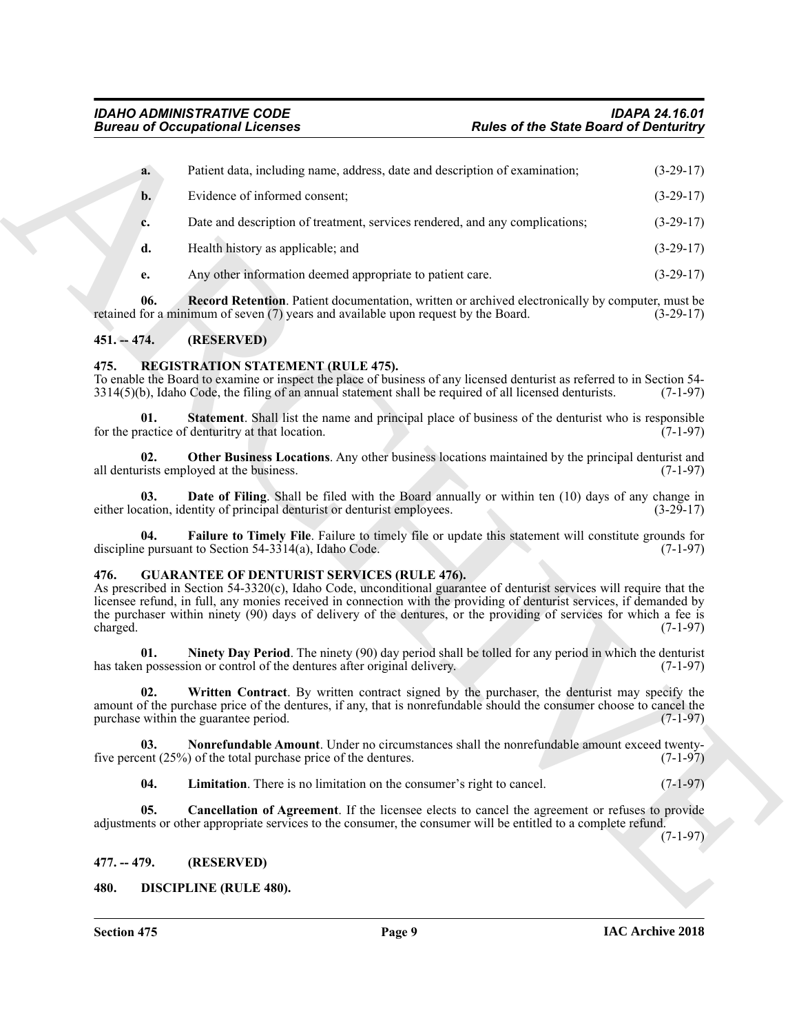**a.** Patient data, including name, address, date and description of examination; (3-29-17)

**b.** Evidence of informed consent; (3-29-17)

**c.** Date and description of treatment, services rendered, and any complications; (3-29-17)

**d.** Health history as applicable; and (3-29-17)

**e.** Any other information deemed appropriate to patient care. (3-29-17)

**06. Record Retention**. Patient documentation, written or archived electronically by computer, must be retained for a minimum of seven (7) years and available upon request by the Board. (3-29-17)

## 451. -- 474. (RESERVED)

## 475. REGISTRATION STATEMENT (RULE 475).

To enable the Board to examine or inspect the place of business of any licensed denturist as referred to in Section 54-3314(5)(b), Idaho Code, the filing of an annual statement shall be required of all licensed denturists. (7-1-97)

**01. Statement**. Shall list the name and principal place of business of the denturist who is responsible for the practice of denturitry at that location. (7-1-97)

**02. Other Business Locations**. Any other business locations maintained by the principal denturist and all denturists employed at the business. (7-1-97)

**03. Date of Filing**. Shall be filed with the Board annually or within ten (10) days of any change in either location, identity of principal denturist or denturist employees. (3-29-17)

**04. Failure to Timely File**. Failure to timely file or update this statement will constitute grounds for discipline pursuant to Section 54-3314(a), Idaho Code. (7-1-97)

## 476. GUARANTEE OF DENTURIST SERVICES (RULE 476).

As prescribed in Section 54-3320(c), Idaho Code, unconditional guarantee of denturist services will require that the licensee refund, in full, any monies received in connection with the providing of denturist services, if demanded by the purchaser within ninety (90) days of delivery of the dentures, or the providing of services for which a fee is charged. (7-1-97)

**01. Ninety Day Period**. The ninety (90) day period shall be tolled for any period in which the denturist has taken possession or control of the dentures after original delivery. (7-1-97)

**02. Written Contract**. By written contract signed by the purchaser, the denturist may specify the amount of the purchase price of the dentures, if any, that is nonrefundable should the consumer choose to cancel the purchase within the guarantee period. (7-1-97)

**03. Nonrefundable Amount**. Under no circumstances shall the nonrefundable amount exceed twenty-five percent (25%) of the total purchase price of the dentures. (7-1-97)

**04. Limitation**. There is no limitation on the consumer's right to cancel. (7-1-97)

**05. Cancellation of Agreement**. If the licensee elects to cancel the agreement or refuses to provide adjustments or other appropriate services to the consumer, the consumer will be entitled to a complete refund. (7-1-97)

## 477. -- 479. (RESERVED)

## 480. DISCIPLINE (RULE 480).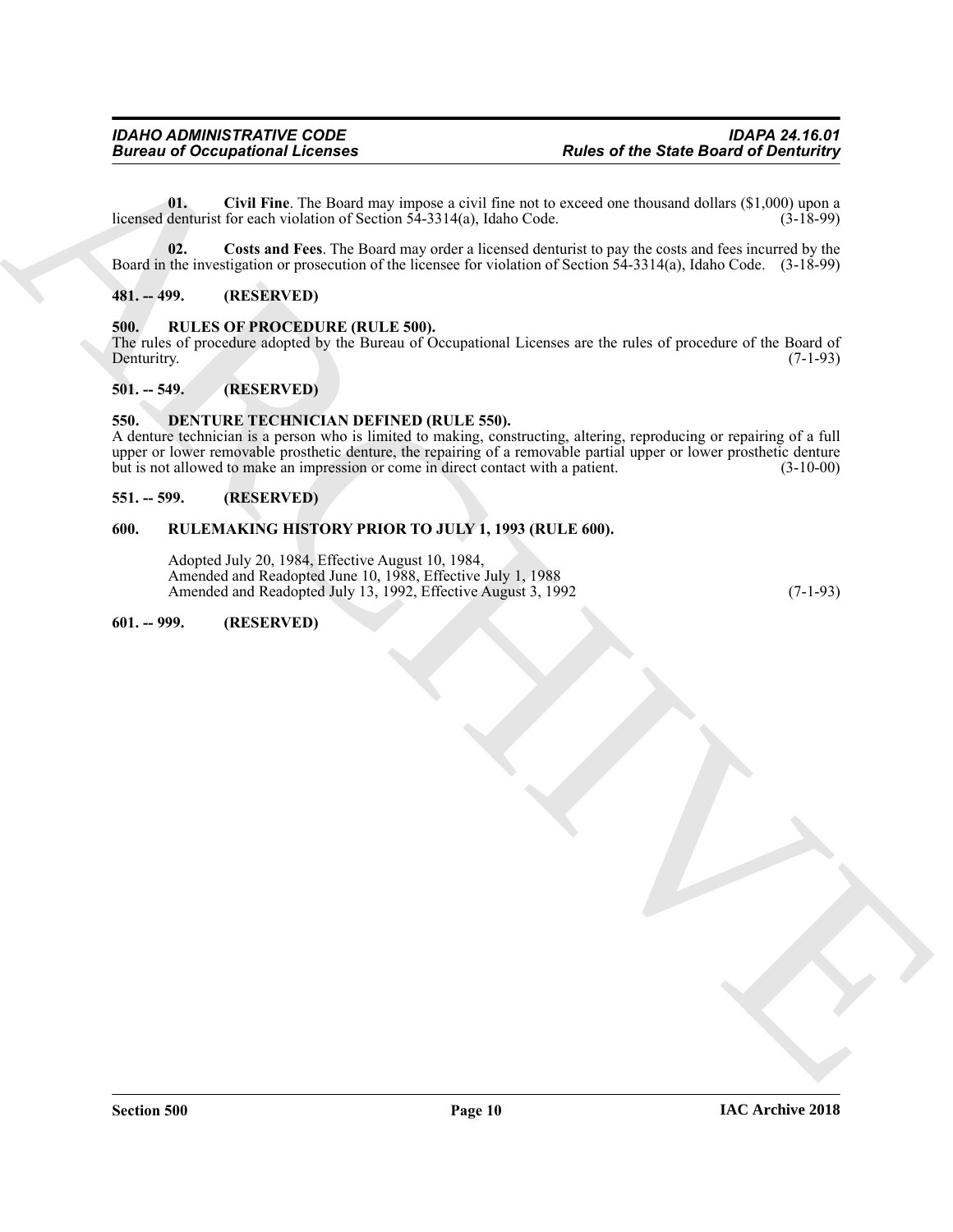**01. Civil Fine**. The Board may impose a civil fine not to exceed one thousand dollars ($1,000) upon a licensed denturist for each violation of Section 54-3314(a), Idaho Code. (3-18-99)

**02. Costs and Fees**. The Board may order a licensed denturist to pay the costs and fees incurred by the Board in the investigation or prosecution of the licensee for violation of Section 54-3314(a), Idaho Code. (3-18-99)

## 481. -- 499. (RESERVED)

## 500. RULES OF PROCEDURE (RULE 500).

The rules of procedure adopted by the Bureau of Occupational Licenses are the rules of procedure of the Board of Denturitry. (7-1-93)

## 501. -- 549. (RESERVED)

## 550. DENTURE TECHNICIAN DEFINED (RULE 550).

A denture technician is a person who is limited to making, constructing, altering, reproducing or repairing of a full upper or lower removable prosthetic denture, the repairing of a removable partial upper or lower prosthetic denture but is not allowed to make an impression or come in direct contact with a patient. (3-10-00)

## 551. -- 599. (RESERVED)

## 600. RULEMAKING HISTORY PRIOR TO JULY 1, 1993 (RULE 600).

Adopted July 20, 1984, Effective August 10, 1984,
Amended and Readopted June 10, 1988, Effective July 1, 1988
Amended and Readopted July 13, 1992, Effective August 3, 1992 (7-1-93)

## 601. -- 999. (RESERVED)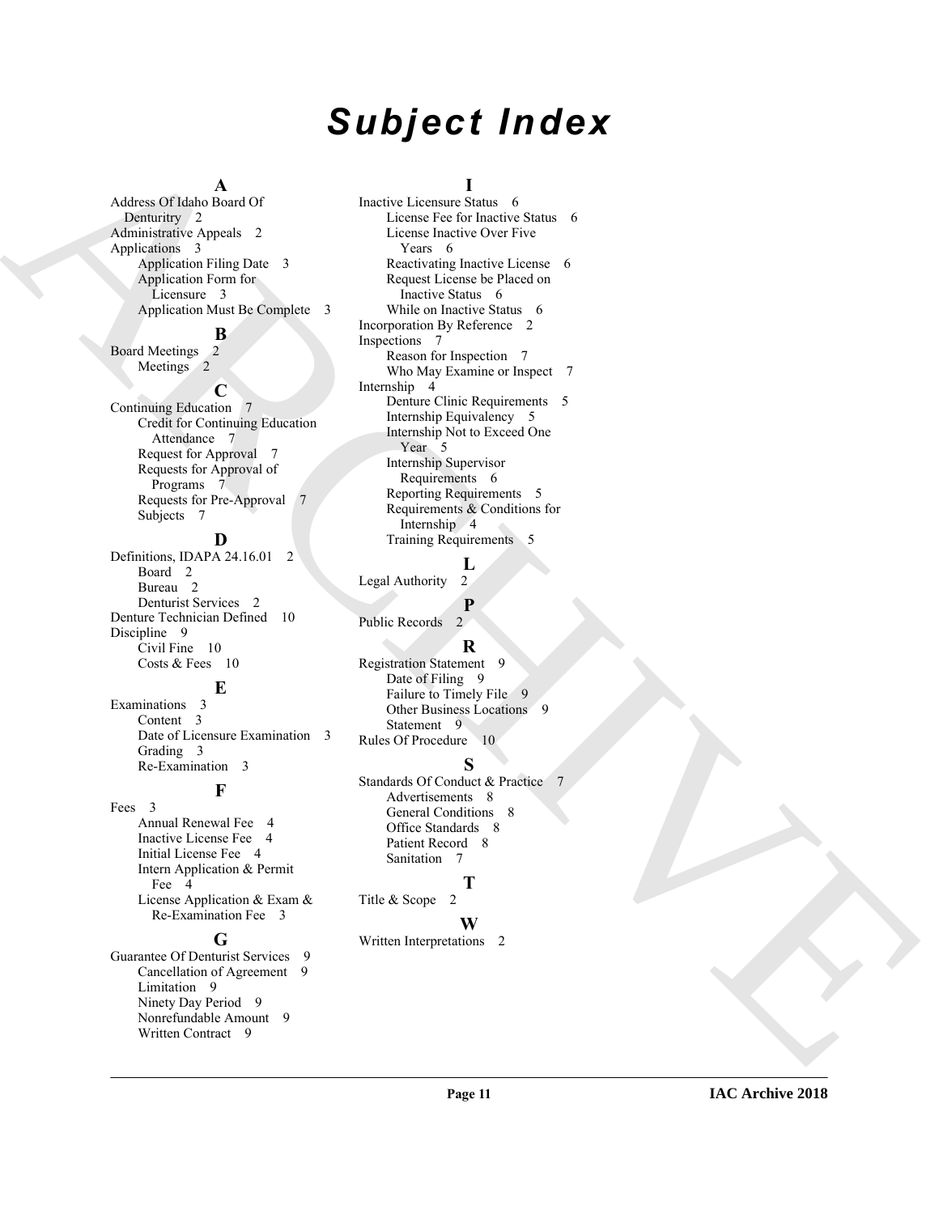# Subject Index

**A**

Address Of Idaho Board Of Denturitry 2
Administrative Appeals 2
Applications 3
- Application Filing Date 3
- Application Form for Licensure 3
- Application Must Be Complete 3

**B**

Board Meetings 2
- Meetings 2

**C**

Continuing Education 7
- Credit for Continuing Education Attendance 7
- Request for Approval 7
- Requests for Approval of Programs 7
- Requests for Pre-Approval 7
- Subjects 7

**D**

Definitions, IDAPA 24.16.01 2
- Board 2
- Bureau 2
- Denturist Services 2

Denture Technician Defined 10
Discipline 9
- Civil Fine 10
- Costs & Fees 10

**E**

Examinations 3
- Content 3
- Date of Licensure Examination 3
- Grading 3
- Re-Examination 3

**F**

Fees 3
- Annual Renewal Fee 4
- Inactive License Fee 4
- Initial License Fee 4
- Intern Application & Permit Fee 4
- License Application & Exam & Re-Examination Fee 3

**G**

Guarantee Of Denturist Services 9
- Cancellation of Agreement 9
- Limitation 9
- Ninety Day Period 9
- Nonrefundable Amount 9
- Written Contract 9

**I**

Inactive Licensure Status 6
- License Fee for Inactive Status 6
- License Inactive Over Five Years 6
- Reactivating Inactive License 6
- Request License be Placed on Inactive Status 6
- While on Inactive Status 6

Incorporation By Reference 2
Inspections 7
- Reason for Inspection 7
- Who May Examine or Inspect 7

Internship 4
- Denture Clinic Requirements 5
- Internship Equivalency 5
- Internship Not to Exceed One Year 5
- Internship Supervisor Requirements 6
- Reporting Requirements 5
- Requirements & Conditions for Internship 4
- Training Requirements 5

**L**

Legal Authority 2

**P**

Public Records 2

**R**

Registration Statement 9
- Date of Filing 9
- Failure to Timely File 9
- Other Business Locations 9
- Statement 9

Rules Of Procedure 10

**S**

Standards Of Conduct & Practice 7
- Advertisements 8
- General Conditions 8
- Office Standards 8
- Patient Record 8
- Sanitation 7

**T**

Title & Scope 2

**W**

Written Interpretations 2